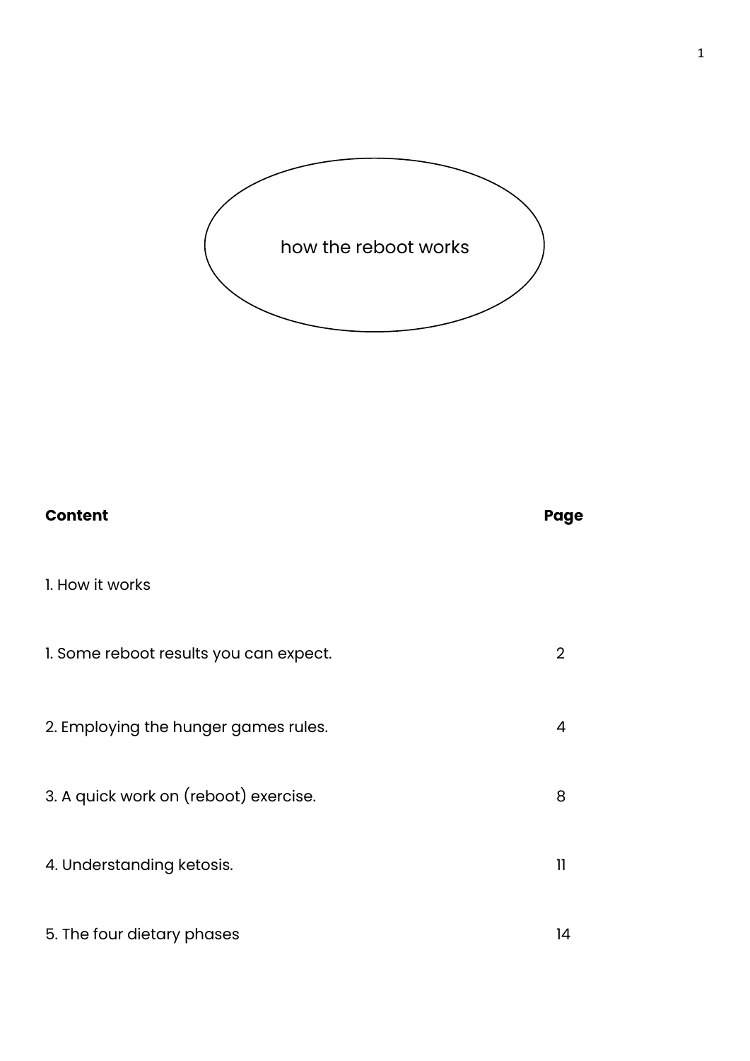# how the reboot works

| **Content** | **Page** |
| --- | --- |
| 1. How it works | |
| 1. Some reboot results you can expect. | 2 |
| 2. Employing the hunger games rules. | 4 |
| 3. A quick work on (reboot) exercise. | 8 |
| 4. Understanding ketosis. | 11 |
| 5. The four dietary phases | 14 |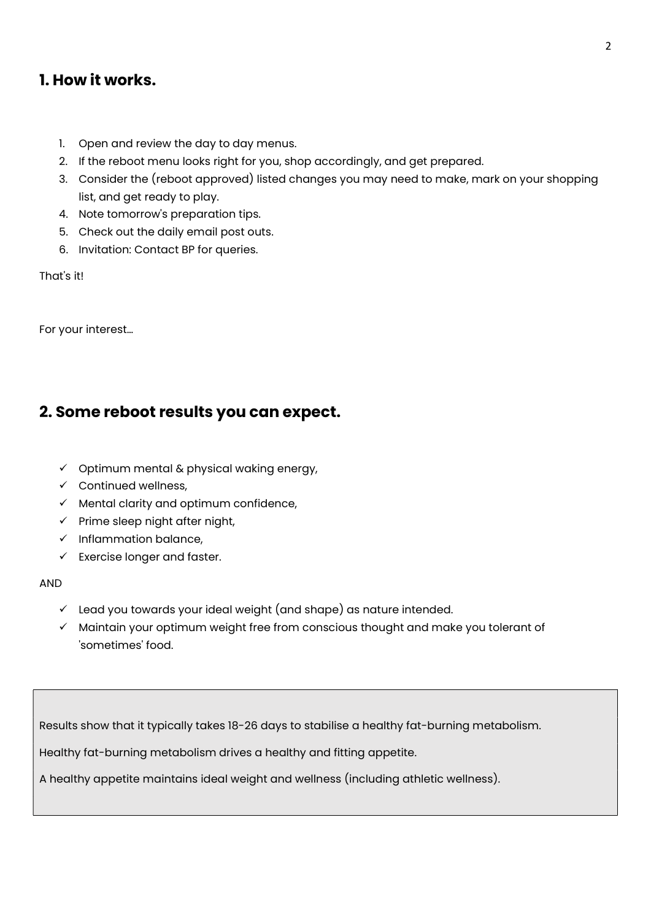## 1. How it works.

1. Open and review the day to day menus.
2. If the reboot menu looks right for you, shop accordingly, and get prepared.
3. Consider the (reboot approved) listed changes you may need to make, mark on your shopping list, and get ready to play.
4. Note tomorrow's preparation tips.
5. Check out the daily email post outs.
6. Invitation: Contact BP for queries.

That's it!

For your interest…

## 2. Some reboot results you can expect.

- ✓ Optimum mental & physical waking energy,
- ✓ Continued wellness,
- ✓ Mental clarity and optimum confidence,
- ✓ Prime sleep night after night,
- ✓ Inflammation balance,
- ✓ Exercise longer and faster.

AND

- ✓ Lead you towards your ideal weight (and shape) as nature intended.
- ✓ Maintain your optimum weight free from conscious thought and make you tolerant of 'sometimes' food.

> Results show that it typically takes 18-26 days to stabilise a healthy fat-burning metabolism.
>
> Healthy fat-burning metabolism drives a healthy and fitting appetite.
>
> A healthy appetite maintains ideal weight and wellness (including athletic wellness).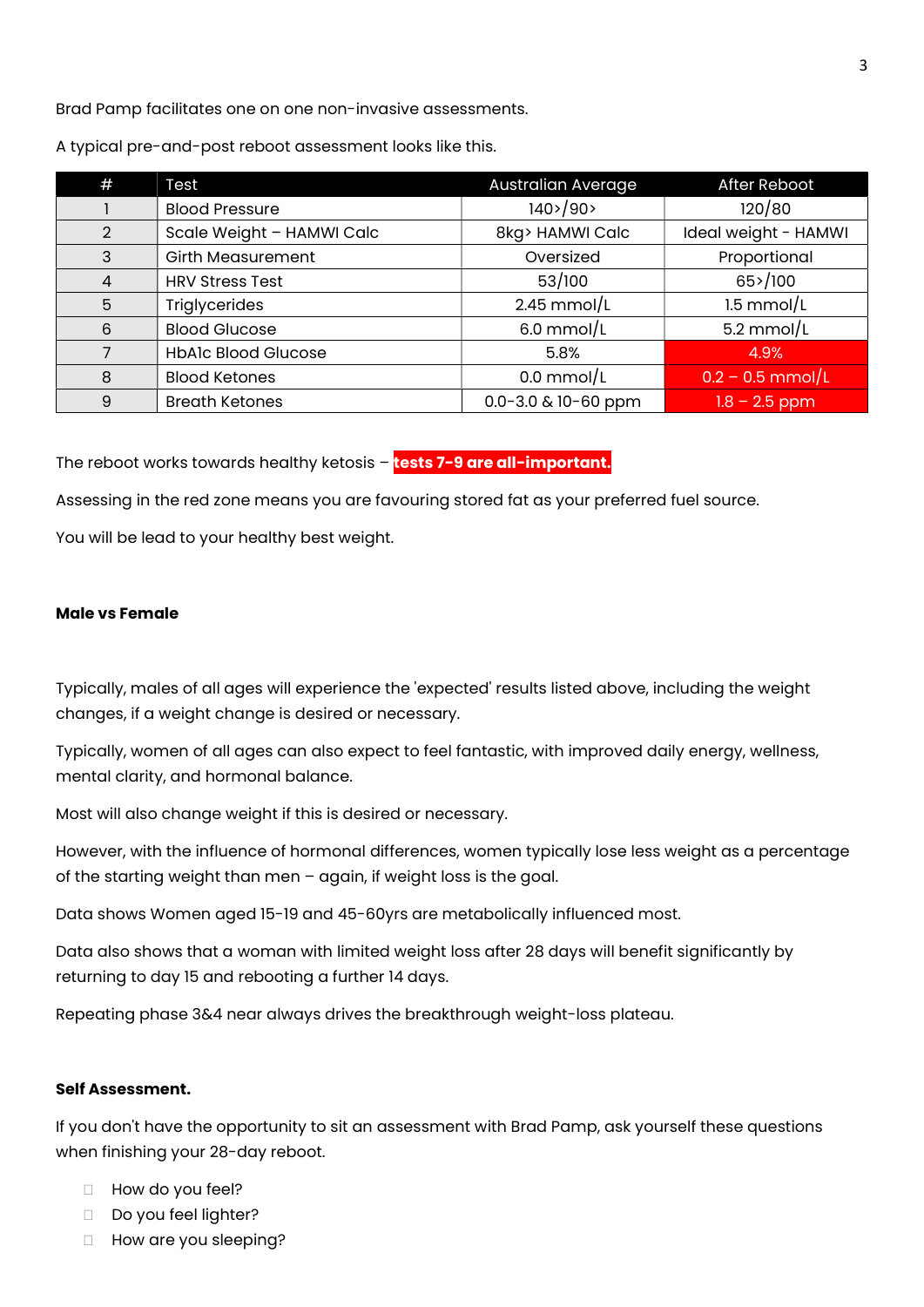Brad Pamp facilitates one on one non-invasive assessments.

A typical pre-and-post reboot assessment looks like this.

| # | Test | Australian Average | After Reboot |
|---|---|---|---|
| 1 | Blood Pressure | 140>/90> | 120/80 |
| 2 | Scale Weight – HAMWI Calc | 8kg> HAMWI Calc | Ideal weight - HAMWI |
| 3 | Girth Measurement | Oversized | Proportional |
| 4 | HRV Stress Test | 53/100 | 65>/100 |
| 5 | Triglycerides | 2.45 mmol/L | 1.5 mmol/L |
| 6 | Blood Glucose | 6.0 mmol/L | 5.2 mmol/L |
| 7 | HbA1c Blood Glucose | 5.8% | 4.9% |
| 8 | Blood Ketones | 0.0 mmol/L | 0.2 – 0.5 mmol/L |
| 9 | Breath Ketones | 0.0-3.0 & 10-60 ppm | 1.8 – 2.5 ppm |

The reboot works towards healthy ketosis – **tests 7-9 are all-important.**

Assessing in the red zone means you are favouring stored fat as your preferred fuel source.

You will be lead to your healthy best weight.

**Male vs Female**

Typically, males of all ages will experience the 'expected' results listed above, including the weight changes, if a weight change is desired or necessary.

Typically, women of all ages can also expect to feel fantastic, with improved daily energy, wellness, mental clarity, and hormonal balance.

Most will also change weight if this is desired or necessary.

However, with the influence of hormonal differences, women typically lose less weight as a percentage of the starting weight than men – again, if weight loss is the goal.

Data shows Women aged 15-19 and 45-60yrs are metabolically influenced most.

Data also shows that a woman with limited weight loss after 28 days will benefit significantly by returning to day 15 and rebooting a further 14 days.

Repeating phase 3&4 near always drives the breakthrough weight-loss plateau.

**Self Assessment.**

If you don't have the opportunity to sit an assessment with Brad Pamp, ask yourself these questions when finishing your 28-day reboot.

- How do you feel?
- Do you feel lighter?
- How are you sleeping?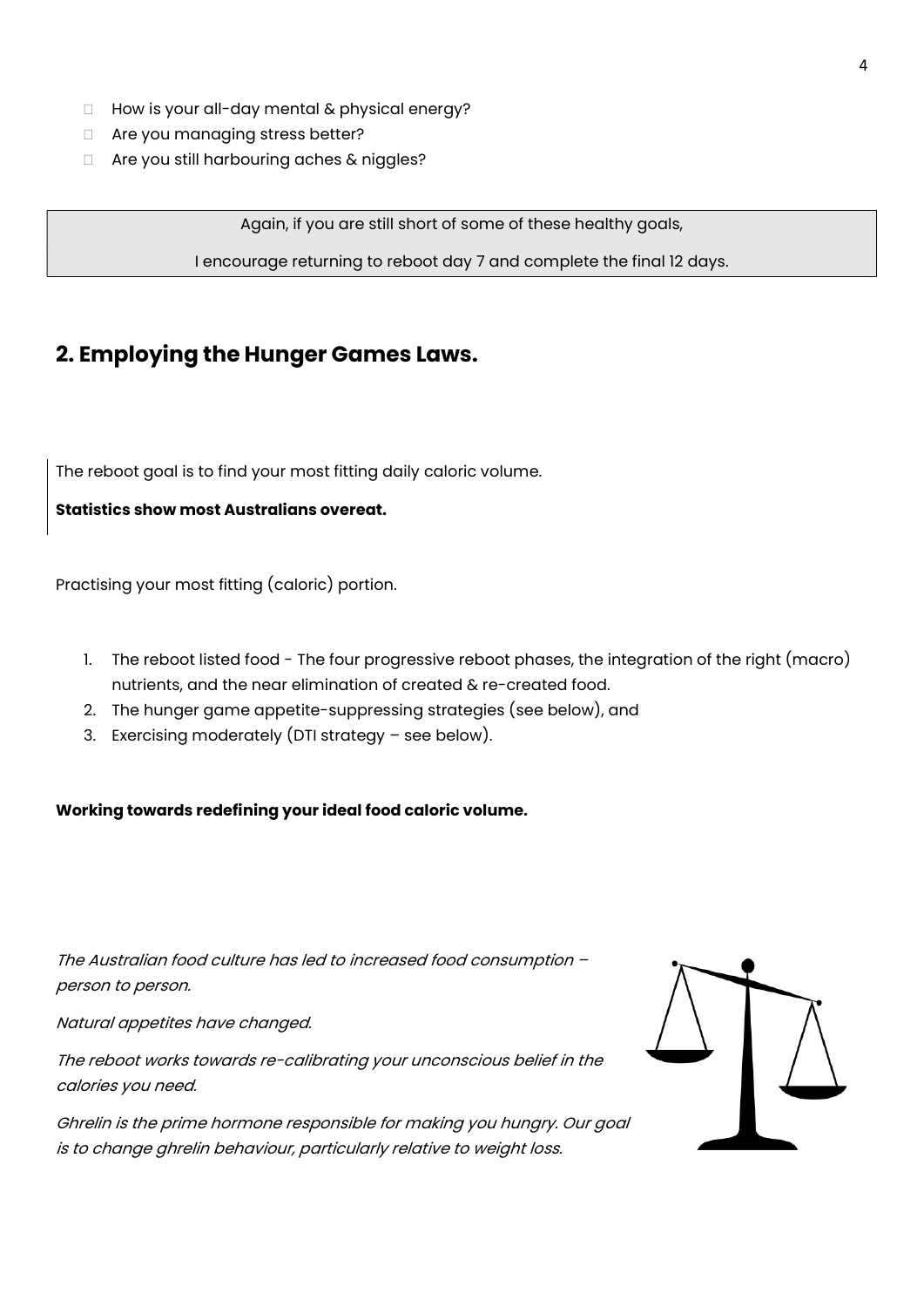- How is your all-day mental & physical energy?
- Are you managing stress better?
- Are you still harbouring aches & niggles?

Again, if you are still short of some of these healthy goals,

I encourage returning to reboot day 7 and complete the final 12 days.

## 2. Employing the Hunger Games Laws.

The reboot goal is to find your most fitting daily caloric volume.

**Statistics show most Australians overeat.**

Practising your most fitting (caloric) portion.

1. The reboot listed food - The four progressive reboot phases, the integration of the right (macro) nutrients, and the near elimination of created & re-created food.
2. The hunger game appetite-suppressing strategies (see below), and
3. Exercising moderately (DTI strategy – see below).

**Working towards redefining your ideal food caloric volume.**

*The Australian food culture has led to increased food consumption – person to person.*

*Natural appetites have changed.*

*The reboot works towards re-calibrating your unconscious belief in the calories you need.*

*Ghrelin is the prime hormone responsible for making you hungry. Our goal is to change ghrelin behaviour, particularly relative to weight loss.*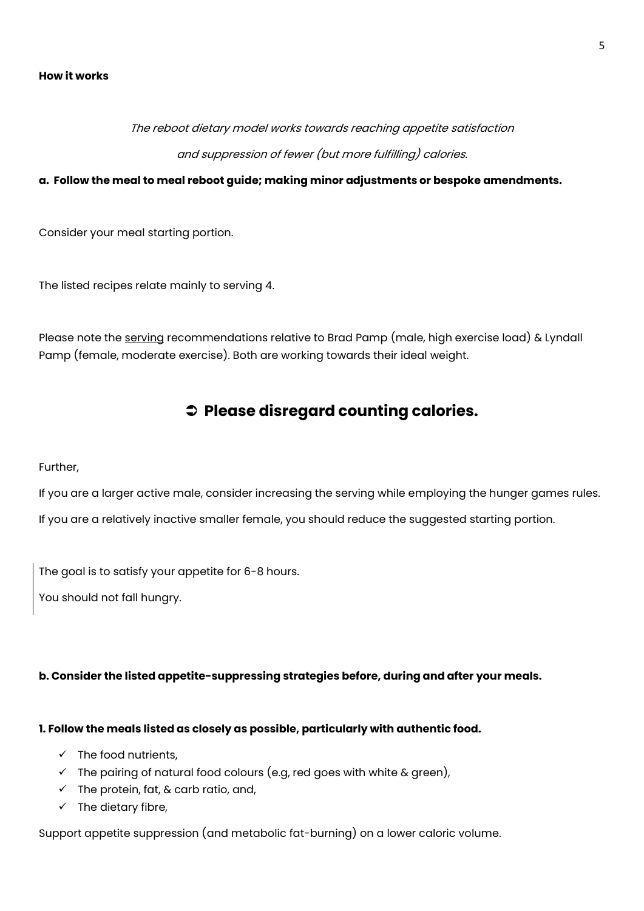**How it works**

*The reboot dietary model works towards reaching appetite satisfaction*

*and suppression of fewer (but more fulfilling) calories.*

**a. Follow the meal to meal reboot guide; making minor adjustments or bespoke amendments.**

Consider your meal starting portion.

The listed recipes relate mainly to serving 4.

Please note the serving recommendations relative to Brad Pamp (male, high exercise load) & Lyndall Pamp (female, moderate exercise). Both are working towards their ideal weight.

## ➲ Please disregard counting calories.

Further,

If you are a larger active male, consider increasing the serving while employing the hunger games rules.

If you are a relatively inactive smaller female, you should reduce the suggested starting portion.

The goal is to satisfy your appetite for 6-8 hours.

You should not fall hungry.

**b. Consider the listed appetite-suppressing strategies before, during and after your meals.**

**1. Follow the meals listed as closely as possible, particularly with authentic food.**

- ✓ The food nutrients,
- ✓ The pairing of natural food colours (e.g, red goes with white & green),
- ✓ The protein, fat, & carb ratio, and,
- ✓ The dietary fibre,

Support appetite suppression (and metabolic fat-burning) on a lower caloric volume.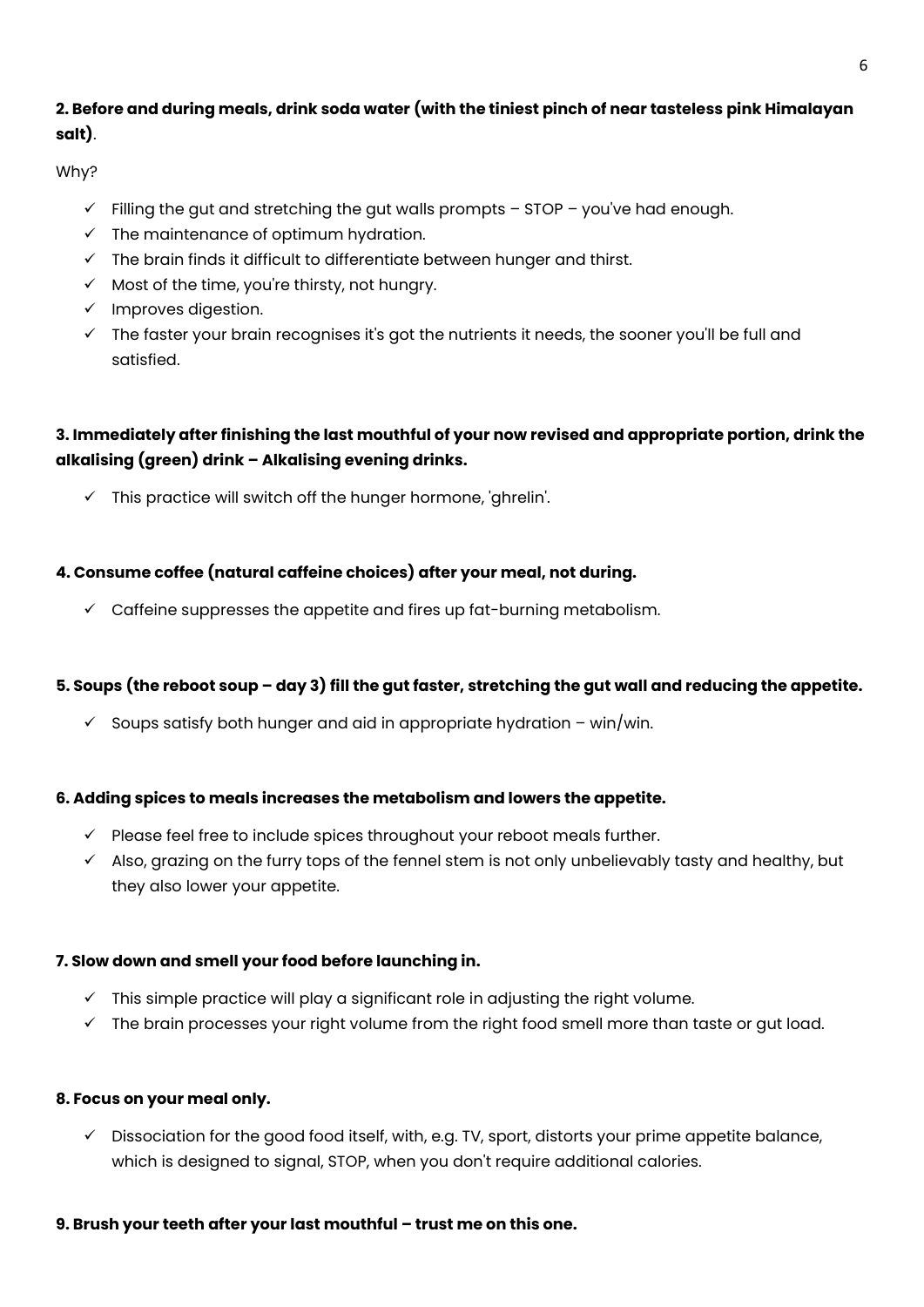**2. Before and during meals, drink soda water (with the tiniest pinch of near tasteless pink Himalayan salt)**.

Why?

- ✓ Filling the gut and stretching the gut walls prompts – STOP – you've had enough.
- ✓ The maintenance of optimum hydration.
- ✓ The brain finds it difficult to differentiate between hunger and thirst.
- ✓ Most of the time, you're thirsty, not hungry.
- ✓ Improves digestion.
- ✓ The faster your brain recognises it's got the nutrients it needs, the sooner you'll be full and satisfied.

**3. Immediately after finishing the last mouthful of your now revised and appropriate portion, drink the alkalising (green) drink – Alkalising evening drinks.**

- ✓ This practice will switch off the hunger hormone, 'ghrelin'.

**4. Consume coffee (natural caffeine choices) after your meal, not during.**

- ✓ Caffeine suppresses the appetite and fires up fat-burning metabolism.

**5. Soups (the reboot soup – day 3) fill the gut faster, stretching the gut wall and reducing the appetite.**

- ✓ Soups satisfy both hunger and aid in appropriate hydration – win/win.

**6. Adding spices to meals increases the metabolism and lowers the appetite.**

- ✓ Please feel free to include spices throughout your reboot meals further.
- ✓ Also, grazing on the furry tops of the fennel stem is not only unbelievably tasty and healthy, but they also lower your appetite.

**7. Slow down and smell your food before launching in.**

- ✓ This simple practice will play a significant role in adjusting the right volume.
- ✓ The brain processes your right volume from the right food smell more than taste or gut load.

**8. Focus on your meal only.**

- ✓ Dissociation for the good food itself, with, e.g. TV, sport, distorts your prime appetite balance, which is designed to signal, STOP, when you don't require additional calories.

**9. Brush your teeth after your last mouthful – trust me on this one.**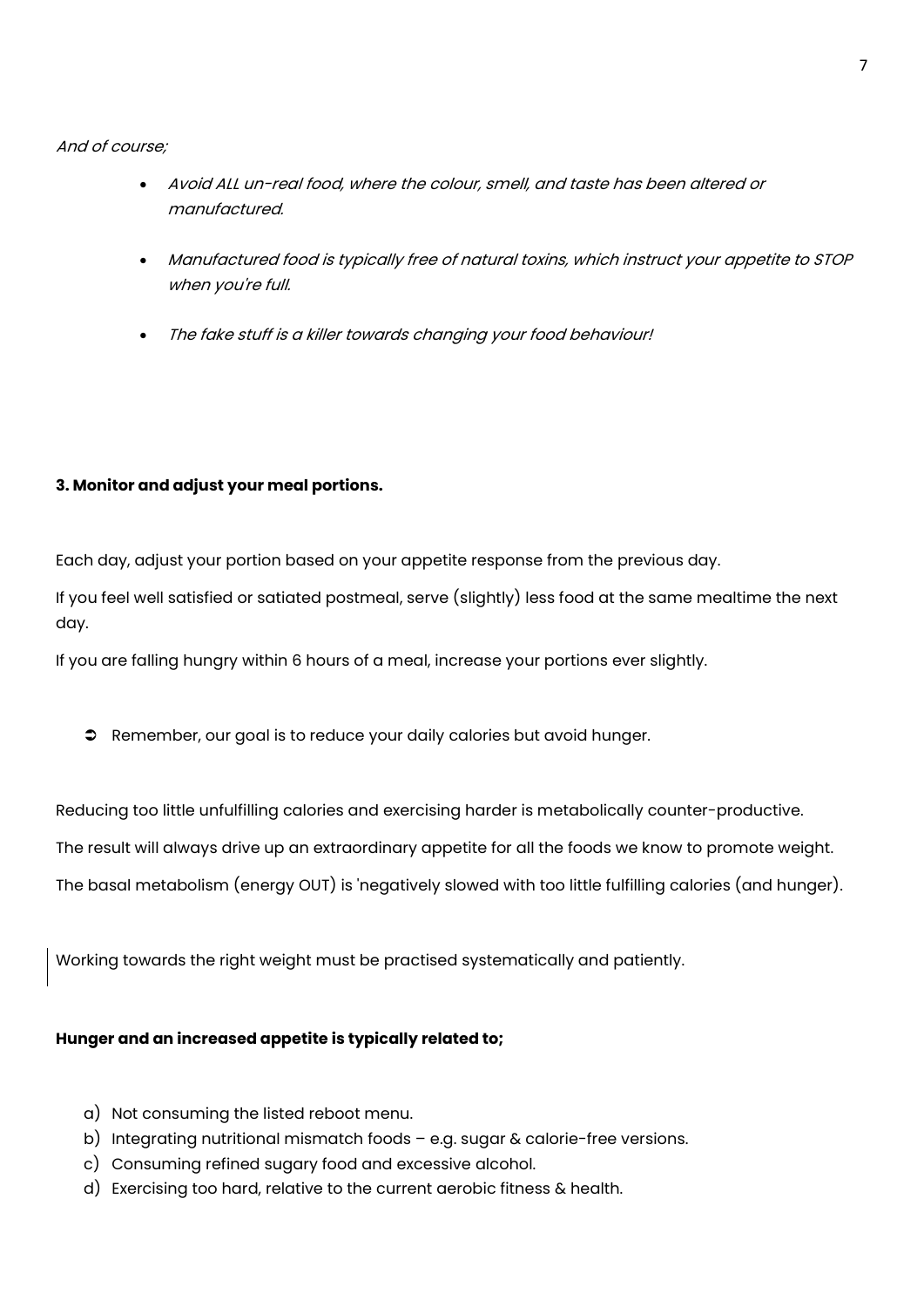*And of course;*

- *Avoid ALL un-real food, where the colour, smell, and taste has been altered or manufactured.*

- *Manufactured food is typically free of natural toxins, which instruct your appetite to STOP when you're full.*

- *The fake stuff is a killer towards changing your food behaviour!*

**3. Monitor and adjust your meal portions.**

Each day, adjust your portion based on your appetite response from the previous day.

If you feel well satisfied or satiated postmeal, serve (slightly) less food at the same mealtime the next day.

If you are falling hungry within 6 hours of a meal, increase your portions ever slightly.

➲ Remember, our goal is to reduce your daily calories but avoid hunger.

Reducing too little unfulfilling calories and exercising harder is metabolically counter-productive.

The result will always drive up an extraordinary appetite for all the foods we know to promote weight.

The basal metabolism (energy OUT) is 'negatively slowed with too little fulfilling calories (and hunger).

Working towards the right weight must be practised systematically and patiently.

**Hunger and an increased appetite is typically related to;**

a) Not consuming the listed reboot menu.
b) Integrating nutritional mismatch foods – e.g. sugar & calorie-free versions.
c) Consuming refined sugary food and excessive alcohol.
d) Exercising too hard, relative to the current aerobic fitness & health.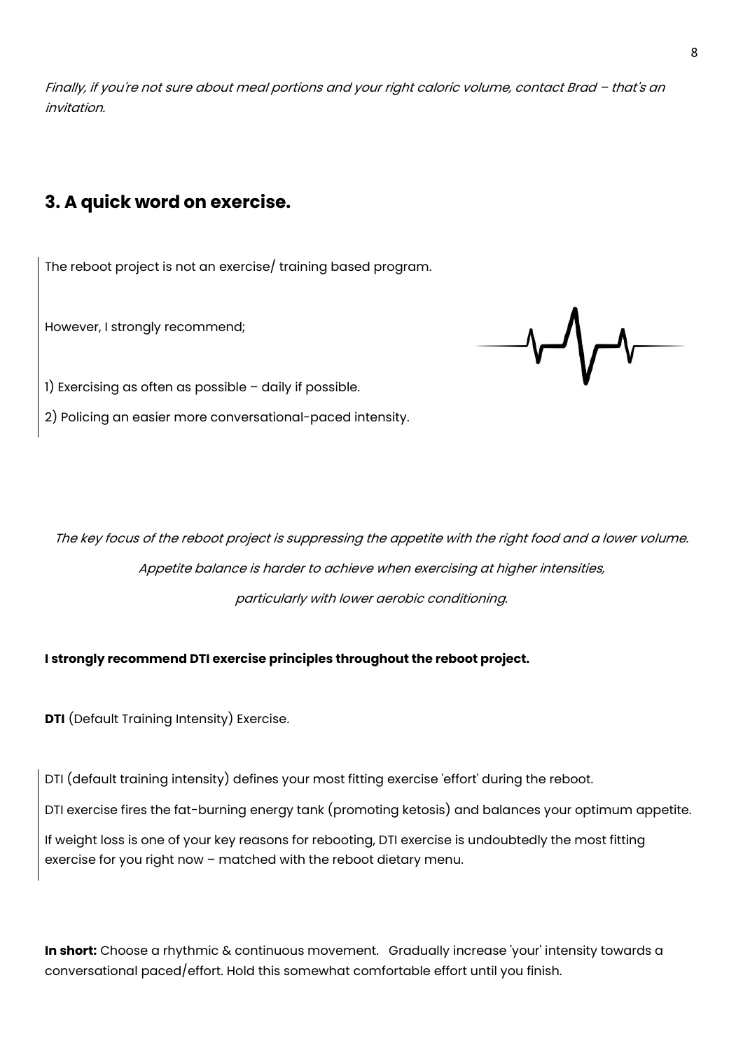*Finally, if you're not sure about meal portions and your right caloric volume, contact Brad – that's an invitation.*

## 3. A quick word on exercise.

The reboot project is not an exercise/ training based program.

However, I strongly recommend;

1) Exercising as often as possible – daily if possible.

2) Policing an easier more conversational-paced intensity.

*The key focus of the reboot project is suppressing the appetite with the right food and a lower volume.*

*Appetite balance is harder to achieve when exercising at higher intensities,*

*particularly with lower aerobic conditioning.*

**I strongly recommend DTI exercise principles throughout the reboot project.**

**DTI** (Default Training Intensity) Exercise.

DTI (default training intensity) defines your most fitting exercise 'effort' during the reboot.

DTI exercise fires the fat-burning energy tank (promoting ketosis) and balances your optimum appetite.

If weight loss is one of your key reasons for rebooting, DTI exercise is undoubtedly the most fitting exercise for you right now – matched with the reboot dietary menu.

**In short:** Choose a rhythmic & continuous movement. Gradually increase 'your' intensity towards a conversational paced/effort. Hold this somewhat comfortable effort until you finish.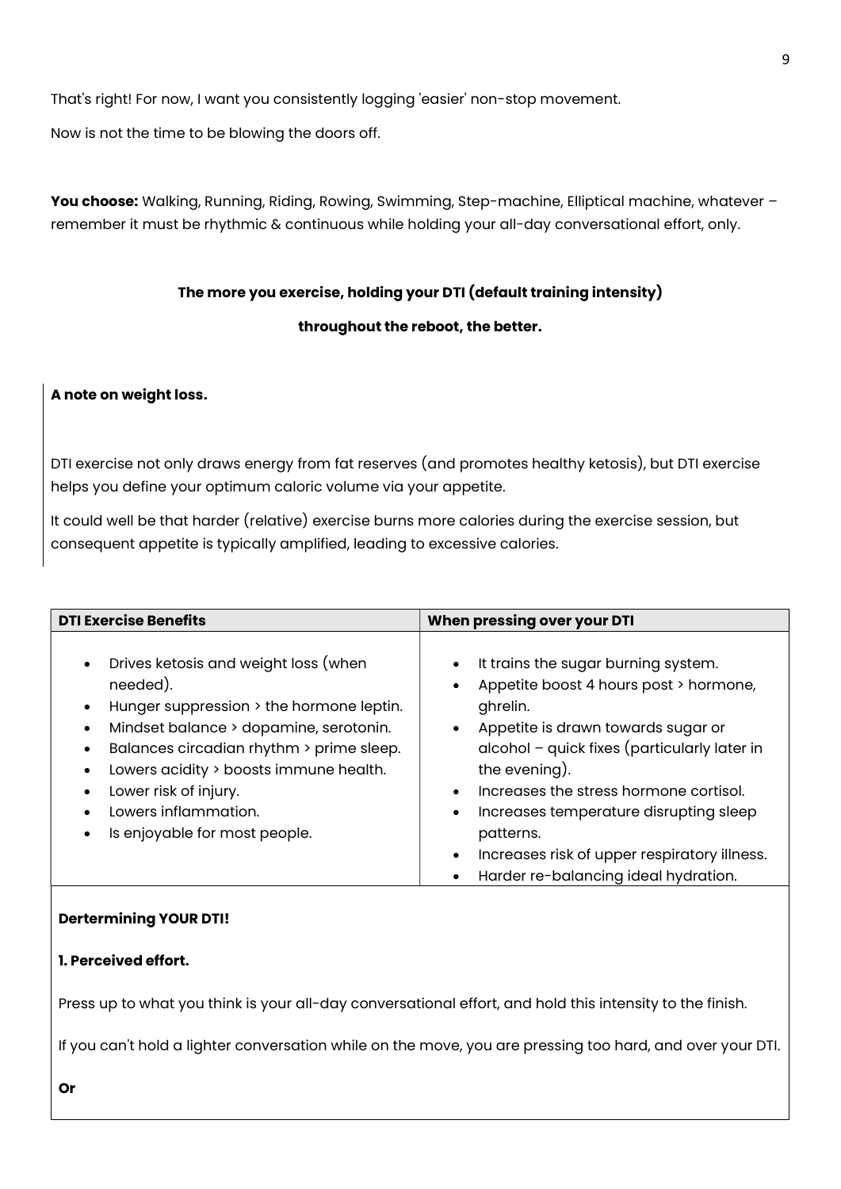That's right! For now, I want you consistently logging 'easier' non-stop movement.

Now is not the time to be blowing the doors off.

**You choose:** Walking, Running, Riding, Rowing, Swimming, Step-machine, Elliptical machine, whatever – remember it must be rhythmic & continuous while holding your all-day conversational effort, only.

**The more you exercise, holding your DTI (default training intensity)**

**throughout the reboot, the better.**

**A note on weight loss.**

DTI exercise not only draws energy from fat reserves (and promotes healthy ketosis), but DTI exercise helps you define your optimum caloric volume via your appetite.

It could well be that harder (relative) exercise burns more calories during the exercise session, but consequent appetite is typically amplified, leading to excessive calories.

| DTI Exercise Benefits | When pressing over your DTI |
| --- | --- |
| • Drives ketosis and weight loss (when needed).<br>• Hunger suppression > the hormone leptin.<br>• Mindset balance > dopamine, serotonin.<br>• Balances circadian rhythm > prime sleep.<br>• Lowers acidity > boosts immune health.<br>• Lower risk of injury.<br>• Lowers inflammation.<br>• Is enjoyable for most people. | • It trains the sugar burning system.<br>• Appetite boost 4 hours post > hormone, ghrelin.<br>• Appetite is drawn towards sugar or alcohol – quick fixes (particularly later in the evening).<br>• Increases the stress hormone cortisol.<br>• Increases temperature disrupting sleep patterns.<br>• Increases risk of upper respiratory illness.<br>• Harder re-balancing ideal hydration. |

**Dertermining YOUR DTI!**

**1. Perceived effort.**

Press up to what you think is your all-day conversational effort, and hold this intensity to the finish.

If you can't hold a lighter conversation while on the move, you are pressing too hard, and over your DTI.

**Or**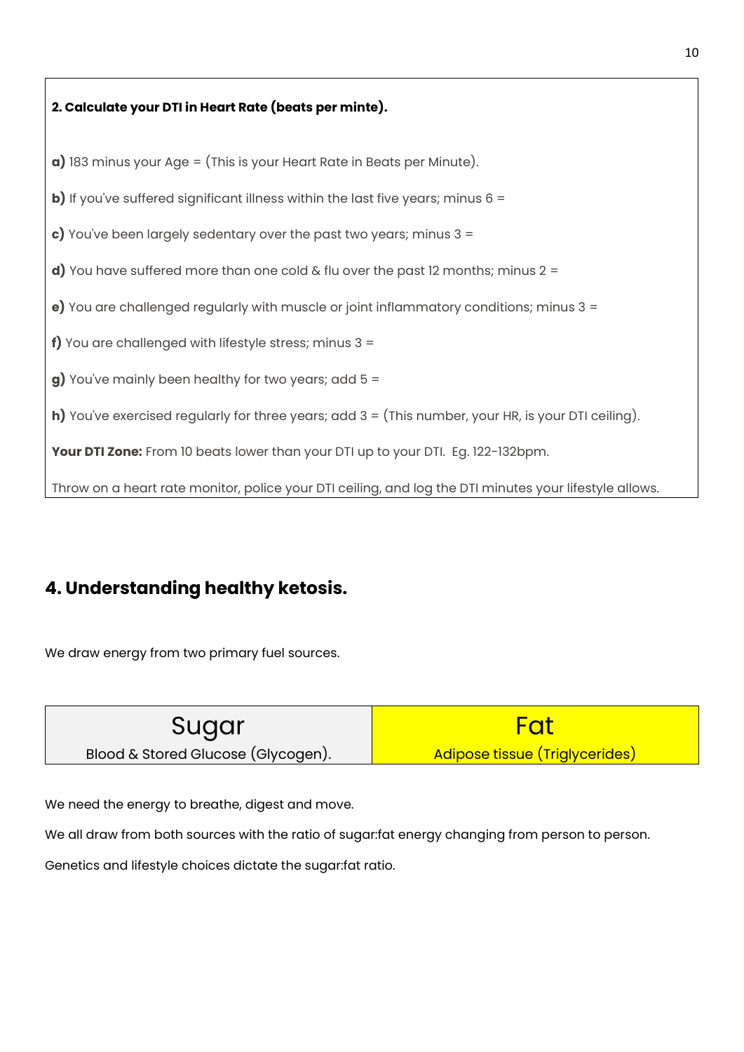**2. Calculate your DTI in Heart Rate (beats per minte).**

**a)** 183 minus your Age = (This is your Heart Rate in Beats per Minute).

**b)** If you've suffered significant illness within the last five years; minus 6 =

**c)** You've been largely sedentary over the past two years; minus 3 =

**d)** You have suffered more than one cold & flu over the past 12 months; minus 2 =

**e)** You are challenged regularly with muscle or joint inflammatory conditions; minus 3 =

**f)** You are challenged with lifestyle stress; minus 3 =

**g)** You've mainly been healthy for two years; add 5 =

**h)** You've exercised regularly for three years; add 3 = (This number, your HR, is your DTI ceiling).

**Your DTI Zone:** From 10 beats lower than your DTI up to your DTI. Eg. 122-132bpm.

Throw on a heart rate monitor, police your DTI ceiling, and log the DTI minutes your lifestyle allows.

## 4. Understanding healthy ketosis.

We draw energy from two primary fuel sources.

| Sugar | Fat |
| --- | --- |
| Blood & Stored Glucose (Glycogen). | Adipose tissue (Triglycerides) |

We need the energy to breathe, digest and move.

We all draw from both sources with the ratio of sugar:fat energy changing from person to person.

Genetics and lifestyle choices dictate the sugar:fat ratio.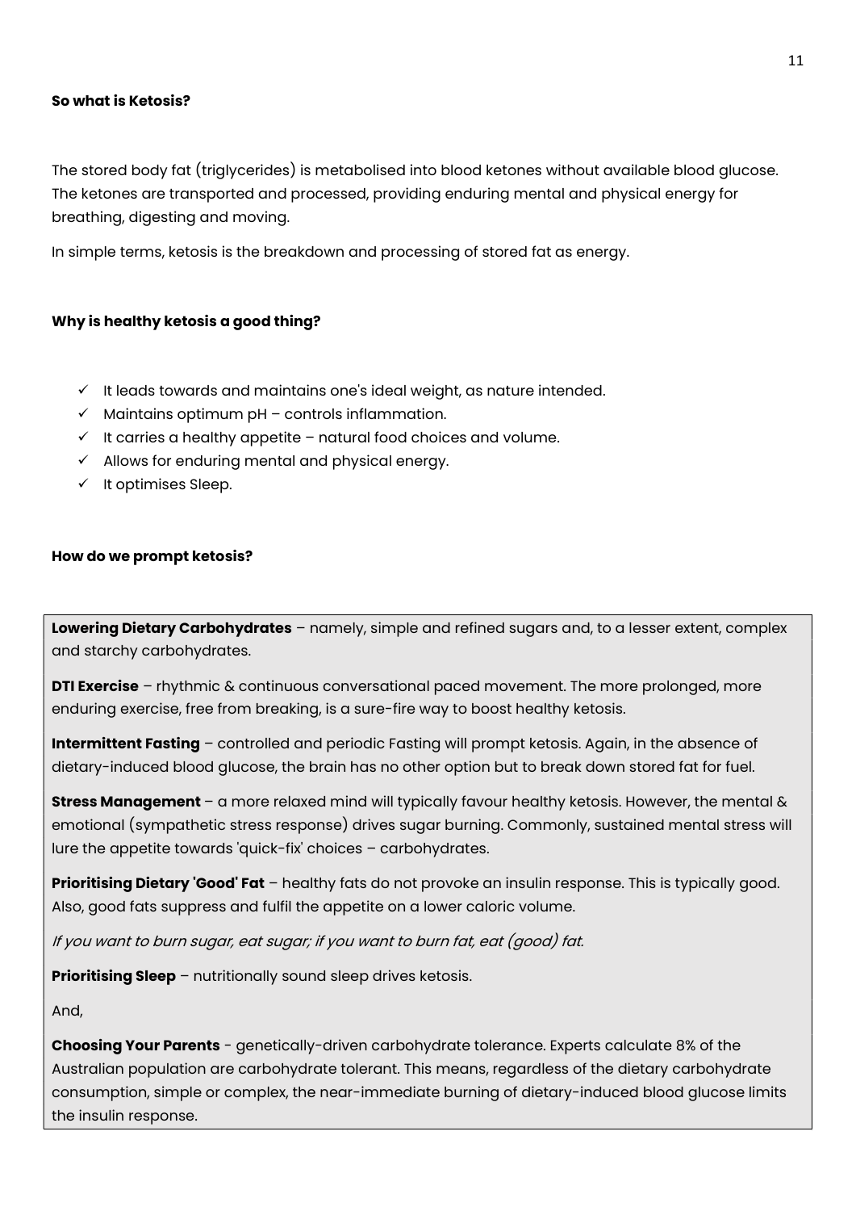**So what is Ketosis?**

The stored body fat (triglycerides) is metabolised into blood ketones without available blood glucose. The ketones are transported and processed, providing enduring mental and physical energy for breathing, digesting and moving.

In simple terms, ketosis is the breakdown and processing of stored fat as energy.

**Why is healthy ketosis a good thing?**

- ✓ It leads towards and maintains one's ideal weight, as nature intended.
- ✓ Maintains optimum pH – controls inflammation.
- ✓ It carries a healthy appetite – natural food choices and volume.
- ✓ Allows for enduring mental and physical energy.
- ✓ It optimises Sleep.

**How do we prompt ketosis?**

**Lowering Dietary Carbohydrates** – namely, simple and refined sugars and, to a lesser extent, complex and starchy carbohydrates.

**DTI Exercise** – rhythmic & continuous conversational paced movement. The more prolonged, more enduring exercise, free from breaking, is a sure-fire way to boost healthy ketosis.

**Intermittent Fasting** – controlled and periodic Fasting will prompt ketosis. Again, in the absence of dietary-induced blood glucose, the brain has no other option but to break down stored fat for fuel.

**Stress Management** – a more relaxed mind will typically favour healthy ketosis. However, the mental & emotional (sympathetic stress response) drives sugar burning. Commonly, sustained mental stress will lure the appetite towards 'quick-fix' choices – carbohydrates.

**Prioritising Dietary 'Good' Fat** – healthy fats do not provoke an insulin response. This is typically good. Also, good fats suppress and fulfil the appetite on a lower caloric volume.

*If you want to burn sugar, eat sugar; if you want to burn fat, eat (good) fat.*

**Prioritising Sleep** – nutritionally sound sleep drives ketosis.

And,

**Choosing Your Parents** - genetically-driven carbohydrate tolerance. Experts calculate 8% of the Australian population are carbohydrate tolerant. This means, regardless of the dietary carbohydrate consumption, simple or complex, the near-immediate burning of dietary-induced blood glucose limits the insulin response.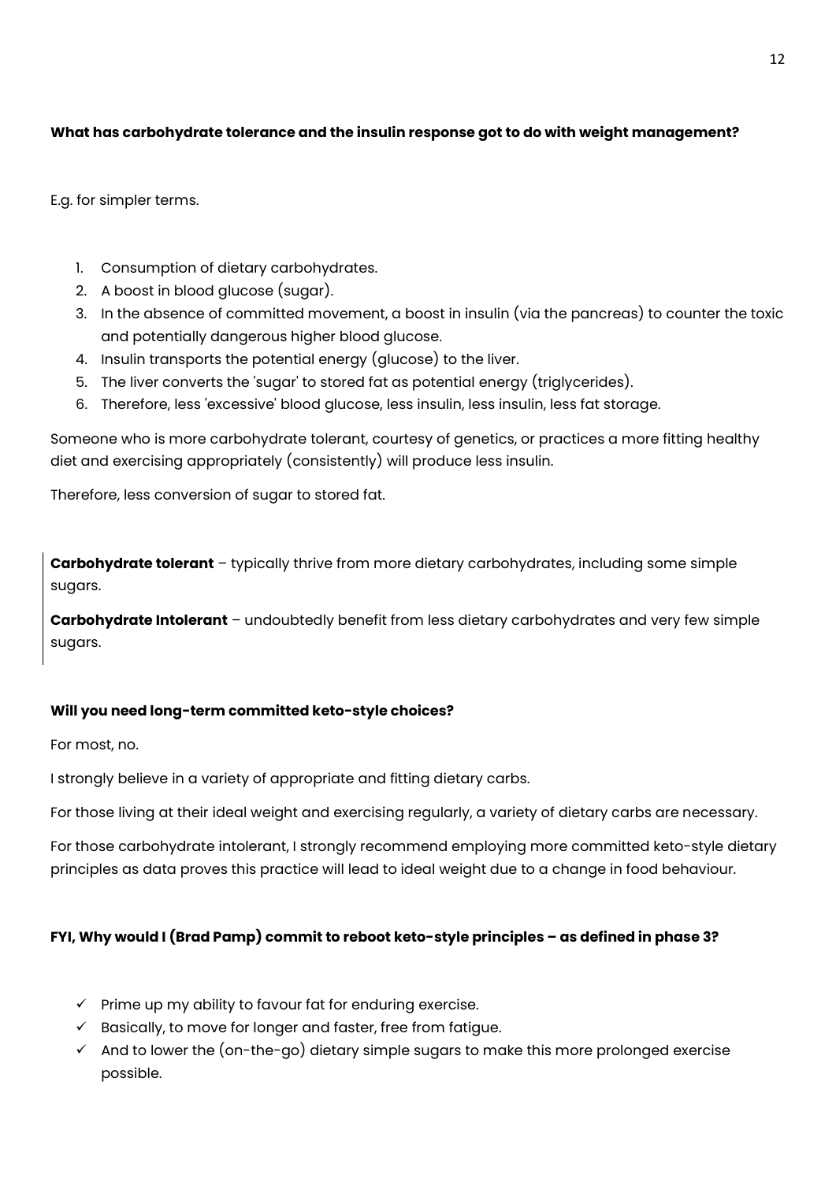**What has carbohydrate tolerance and the insulin response got to do with weight management?**

E.g. for simpler terms.

1. Consumption of dietary carbohydrates.
2. A boost in blood glucose (sugar).
3. In the absence of committed movement, a boost in insulin (via the pancreas) to counter the toxic and potentially dangerous higher blood glucose.
4. Insulin transports the potential energy (glucose) to the liver.
5. The liver converts the 'sugar' to stored fat as potential energy (triglycerides).
6. Therefore, less 'excessive' blood glucose, less insulin, less insulin, less fat storage.

Someone who is more carbohydrate tolerant, courtesy of genetics, or practices a more fitting healthy diet and exercising appropriately (consistently) will produce less insulin.

Therefore, less conversion of sugar to stored fat.

**Carbohydrate tolerant** – typically thrive from more dietary carbohydrates, including some simple sugars.

**Carbohydrate Intolerant** – undoubtedly benefit from less dietary carbohydrates and very few simple sugars.

**Will you need long-term committed keto-style choices?**

For most, no.

I strongly believe in a variety of appropriate and fitting dietary carbs.

For those living at their ideal weight and exercising regularly, a variety of dietary carbs are necessary.

For those carbohydrate intolerant, I strongly recommend employing more committed keto-style dietary principles as data proves this practice will lead to ideal weight due to a change in food behaviour.

**FYI, Why would I (Brad Pamp) commit to reboot keto-style principles – as defined in phase 3?**

- ✓ Prime up my ability to favour fat for enduring exercise.
- ✓ Basically, to move for longer and faster, free from fatigue.
- ✓ And to lower the (on-the-go) dietary simple sugars to make this more prolonged exercise possible.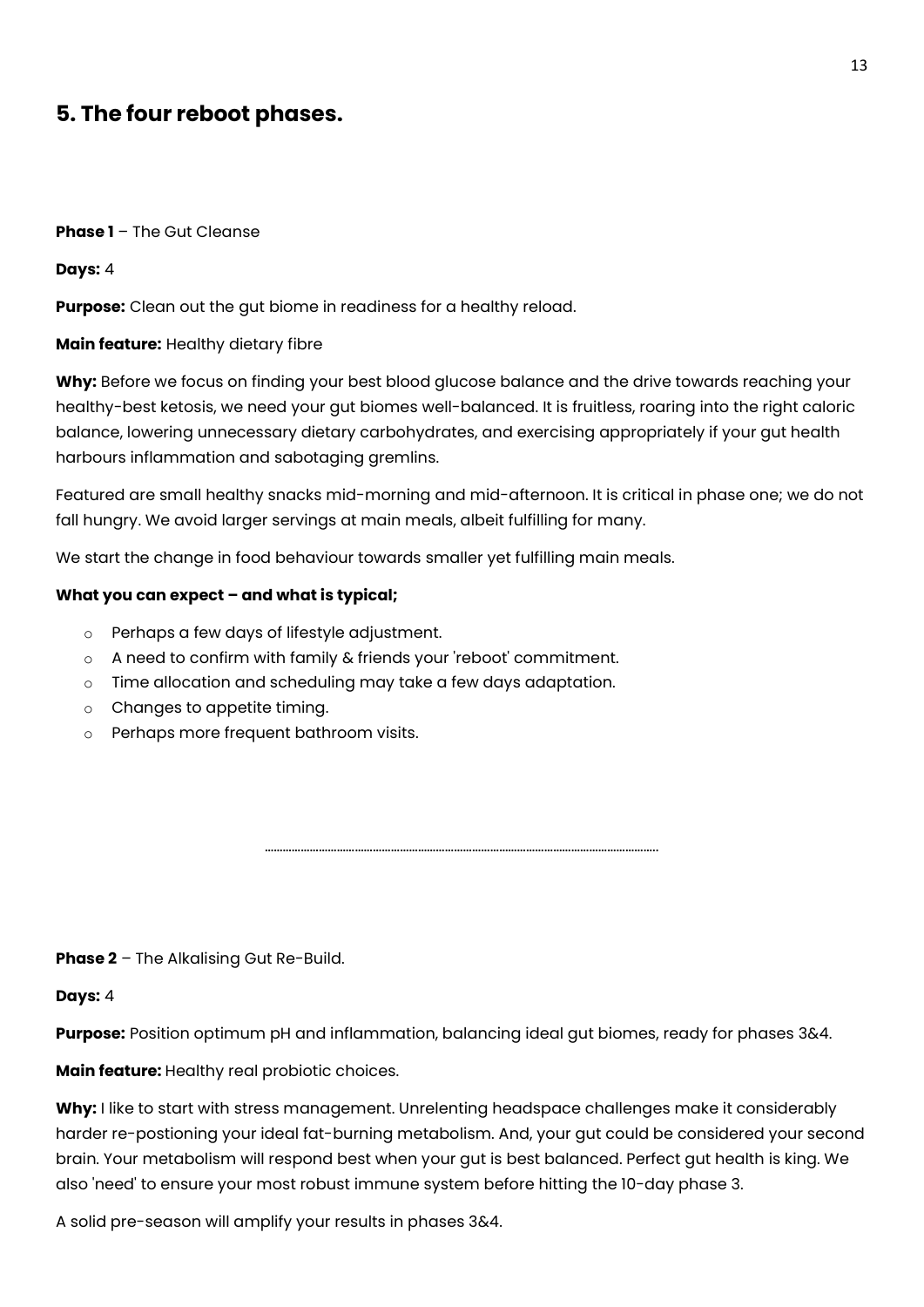## 5. The four reboot phases.

**Phase 1** – The Gut Cleanse

**Days:** 4

**Purpose:** Clean out the gut biome in readiness for a healthy reload.

**Main feature:** Healthy dietary fibre

**Why:** Before we focus on finding your best blood glucose balance and the drive towards reaching your healthy-best ketosis, we need your gut biomes well-balanced. It is fruitless, roaring into the right caloric balance, lowering unnecessary dietary carbohydrates, and exercising appropriately if your gut health harbours inflammation and sabotaging gremlins.

Featured are small healthy snacks mid-morning and mid-afternoon. It is critical in phase one; we do not fall hungry. We avoid larger servings at main meals, albeit fulfilling for many.

We start the change in food behaviour towards smaller yet fulfilling main meals.

**What you can expect – and what is typical;**

- Perhaps a few days of lifestyle adjustment.
- A need to confirm with family & friends your 'reboot' commitment.
- Time allocation and scheduling may take a few days adaptation.
- Changes to appetite timing.
- Perhaps more frequent bathroom visits.

---

**Phase 2** – The Alkalising Gut Re-Build.

**Days:** 4

**Purpose:** Position optimum pH and inflammation, balancing ideal gut biomes, ready for phases 3&4.

**Main feature:** Healthy real probiotic choices.

**Why:** I like to start with stress management. Unrelenting headspace challenges make it considerably harder re-postioning your ideal fat-burning metabolism. And, your gut could be considered your second brain. Your metabolism will respond best when your gut is best balanced. Perfect gut health is king. We also 'need' to ensure your most robust immune system before hitting the 10-day phase 3.

A solid pre-season will amplify your results in phases 3&4.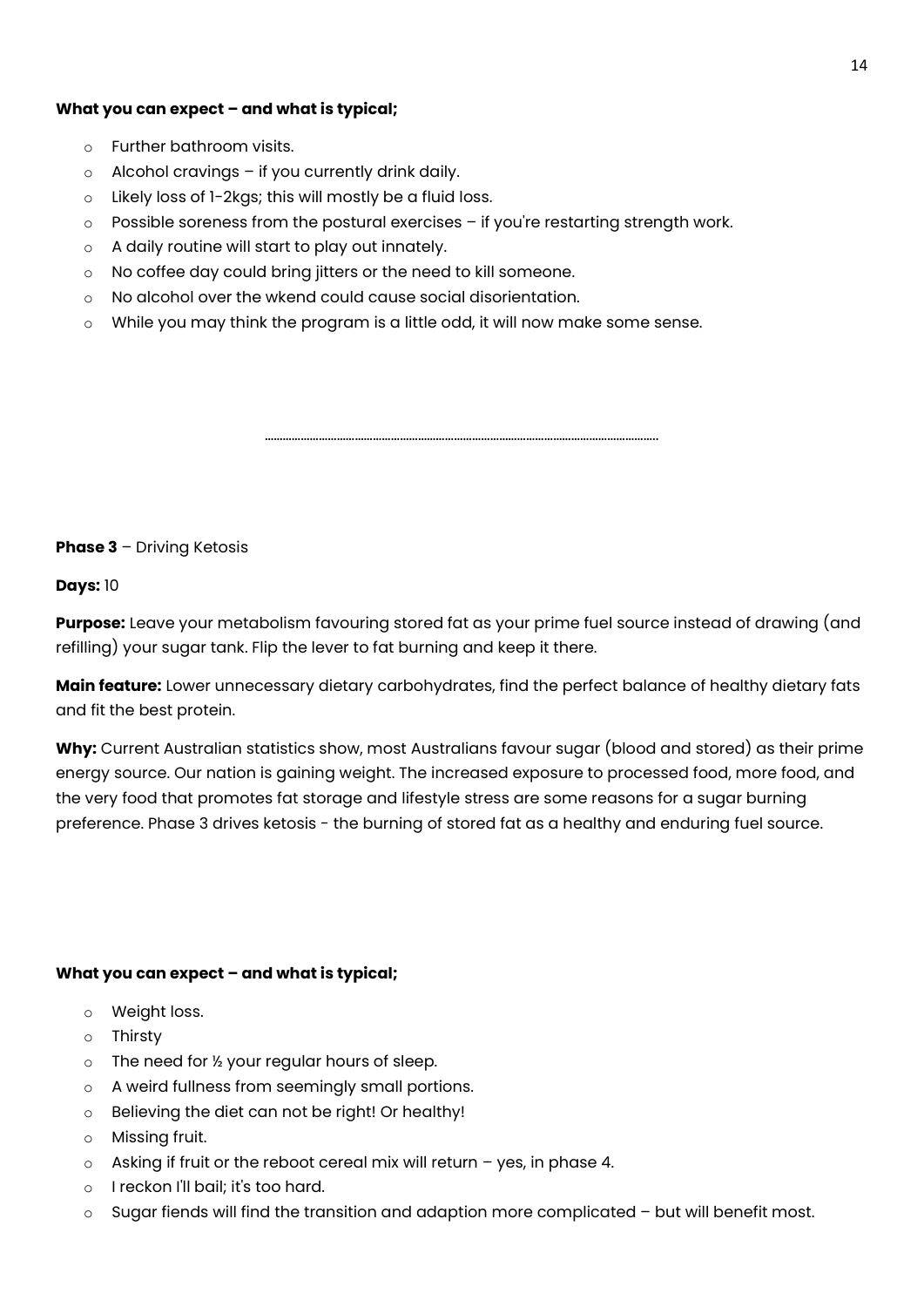**What you can expect – and what is typical;**

- Further bathroom visits.
- Alcohol cravings – if you currently drink daily.
- Likely loss of 1-2kgs; this will mostly be a fluid loss.
- Possible soreness from the postural exercises – if you're restarting strength work.
- A daily routine will start to play out innately.
- No coffee day could bring jitters or the need to kill someone.
- No alcohol over the wkend could cause social disorientation.
- While you may think the program is a little odd, it will now make some sense.

---

**Phase 3** – Driving Ketosis

**Days:** 10

**Purpose:** Leave your metabolism favouring stored fat as your prime fuel source instead of drawing (and refilling) your sugar tank. Flip the lever to fat burning and keep it there.

**Main feature:** Lower unnecessary dietary carbohydrates, find the perfect balance of healthy dietary fats and fit the best protein.

**Why:** Current Australian statistics show, most Australians favour sugar (blood and stored) as their prime energy source. Our nation is gaining weight. The increased exposure to processed food, more food, and the very food that promotes fat storage and lifestyle stress are some reasons for a sugar burning preference. Phase 3 drives ketosis - the burning of stored fat as a healthy and enduring fuel source.

**What you can expect – and what is typical;**

- Weight loss.
- Thirsty
- The need for ½ your regular hours of sleep.
- A weird fullness from seemingly small portions.
- Believing the diet can not be right! Or healthy!
- Missing fruit.
- Asking if fruit or the reboot cereal mix will return – yes, in phase 4.
- I reckon I'll bail; it's too hard.
- Sugar fiends will find the transition and adaption more complicated – but will benefit most.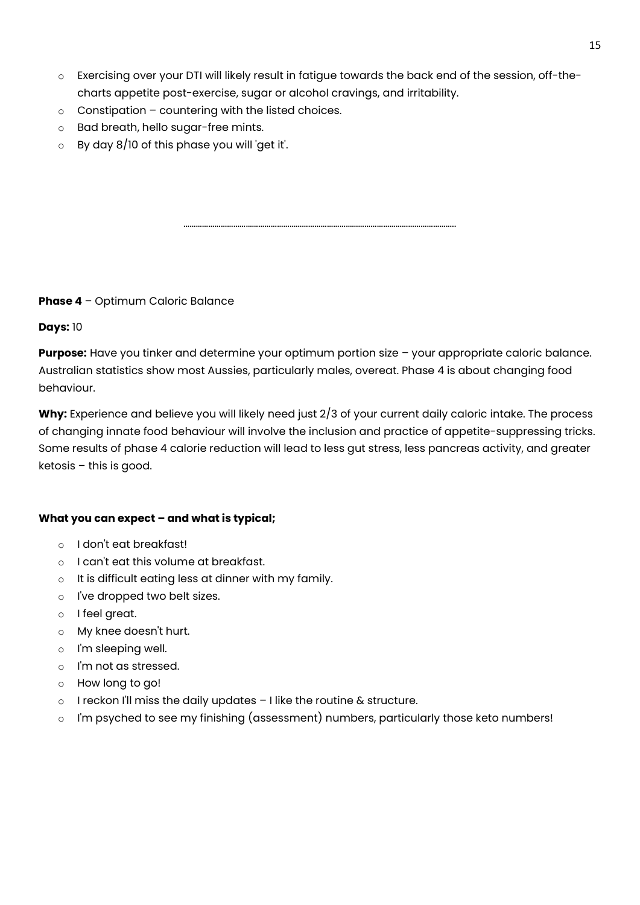- Exercising over your DTI will likely result in fatigue towards the back end of the session, off-the-charts appetite post-exercise, sugar or alcohol cravings, and irritability.
- Constipation – countering with the listed choices.
- Bad breath, hello sugar-free mints.
- By day 8/10 of this phase you will 'get it'.

---

**Phase 4** – Optimum Caloric Balance

**Days:** 10

**Purpose:** Have you tinker and determine your optimum portion size – your appropriate caloric balance. Australian statistics show most Aussies, particularly males, overeat. Phase 4 is about changing food behaviour.

**Why:** Experience and believe you will likely need just 2/3 of your current daily caloric intake. The process of changing innate food behaviour will involve the inclusion and practice of appetite-suppressing tricks. Some results of phase 4 calorie reduction will lead to less gut stress, less pancreas activity, and greater ketosis – this is good.

**What you can expect – and what is typical;**

- I don't eat breakfast!
- I can't eat this volume at breakfast.
- It is difficult eating less at dinner with my family.
- I've dropped two belt sizes.
- I feel great.
- My knee doesn't hurt.
- I'm sleeping well.
- I'm not as stressed.
- How long to go!
- I reckon I'll miss the daily updates – I like the routine & structure.
- I'm psyched to see my finishing (assessment) numbers, particularly those keto numbers!